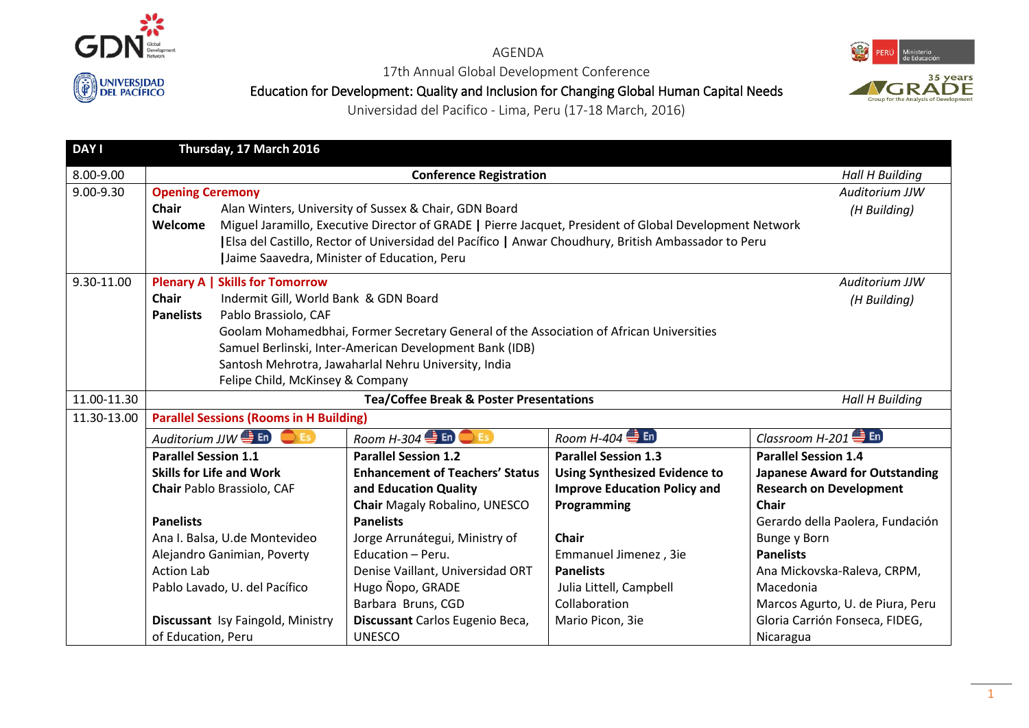AGENDA

17th Annual Global Development Conference

# Education for Development: Quality and Inclusion for Changing Global Human Capital Needs

Universidad del Pacifico - Lima, Peru (17-18 March, 2016)

| **DAY I** | **Thursday, 17 March 2016** | | | |
|---|---|---|---|---|
| 8.00-9.00 | **Conference Registration** | | | *Hall H Building* |
| 9.00-9.30 | **Opening Ceremony**<br>**Chair** Alan Winters, University of Sussex & Chair, GDN Board<br>**Welcome** Miguel Jaramillo, Executive Director of GRADE **\|** Pierre Jacquet, President of Global Development Network **\|** Elsa del Castillo, Rector of Universidad del Pacífico **\|** Anwar Choudhury, British Ambassador to Peru **\|** Jaime Saavedra, Minister of Education, Peru | | | *Auditorium JJW (H Building)* |
| 9.30-11.00 | **Plenary A \| Skills for Tomorrow**<br>**Chair** Indermit Gill, World Bank & GDN Board<br>**Panelists** Pablo Brassiolo, CAF<br>Goolam Mohamedbhai, Former Secretary General of the Association of African Universities<br>Samuel Berlinski, Inter-American Development Bank (IDB)<br>Santosh Mehrotra, Jawaharlal Nehru University, India<br>Felipe Child, McKinsey & Company | | | *Auditorium JJW (H Building)* |
| 11.00-11.30 | **Tea/Coffee Break & Poster Presentations** | | | *Hall H Building* |
| 11.30-13.00 | **Parallel Sessions (Rooms in H Building)** | | | |
| | *Auditorium JJW* En Es | *Room H-304* En Es | *Room H-404* En | *Classroom H-201* En |
| | **Parallel Session 1.1**<br>**Skills for Life and Work**<br>**Chair** Pablo Brassiolo, CAF<br><br>**Panelists**<br>Ana I. Balsa, U.de Montevideo<br>Alejandro Ganimian, Poverty Action Lab<br>Pablo Lavado, U. del Pacífico<br><br>**Discussant** Isy Faingold, Ministry of Education, Peru | **Parallel Session 1.2**<br>**Enhancement of Teachers' Status and Education Quality**<br>**Chair** Magaly Robalino, UNESCO<br>**Panelists**<br>Jorge Arrunátegui, Ministry of Education – Peru.<br>Denise Vaillant, Universidad ORT<br>Hugo Ñopo, GRADE<br>Barbara Bruns, CGD<br>**Discussant** Carlos Eugenio Beca, UNESCO | **Parallel Session 1.3**<br>**Using Synthesized Evidence to Improve Education Policy and Programming**<br><br>**Chair**<br>Emmanuel Jimenez , 3ie<br>**Panelists**<br>Julia Littell, Campbell Collaboration<br>Mario Picon, 3ie | **Parallel Session 1.4**<br>**Japanese Award for Outstanding Research on Development**<br>**Chair**<br>Gerardo della Paolera, Fundación Bunge y Born<br>**Panelists**<br>Ana Mickovska-Raleva, CRPM, Macedonia<br>Marcos Agurto, U. de Piura, Peru<br>Gloria Carrión Fonseca, FIDEG, Nicaragua |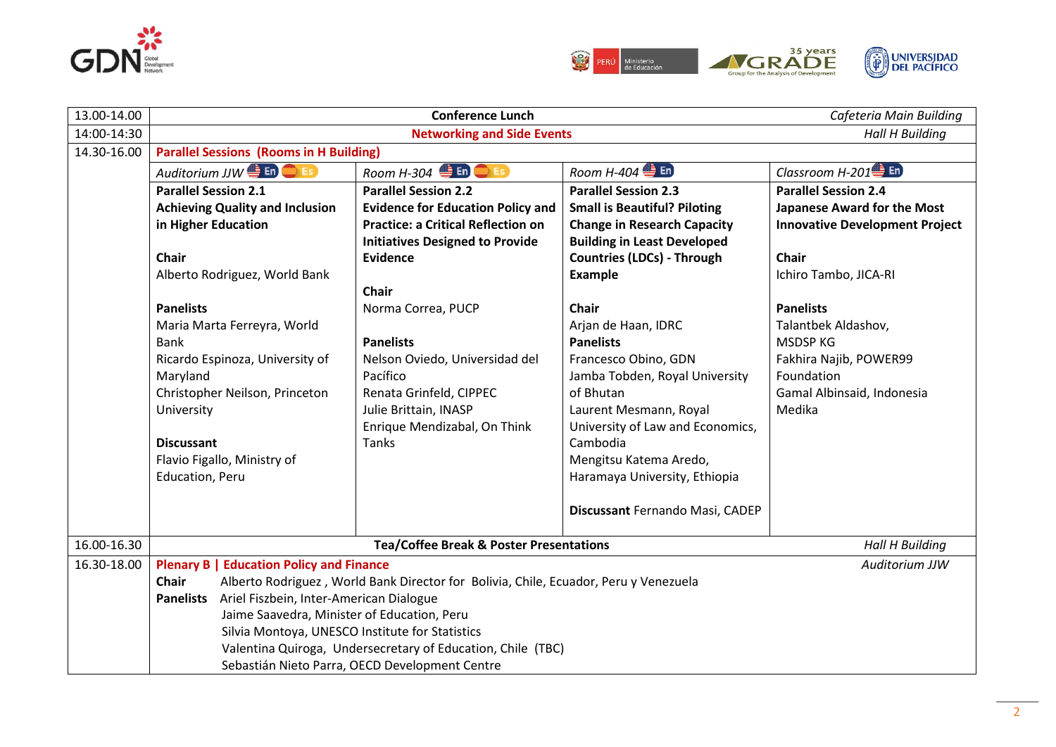| | | | | |
|---|---|---|---|---|
| 13.00-14.00 | **Conference Lunch** | | | *Cafeteria Main Building* |
| 14:00-14:30 | **Networking and Side Events** | | | *Hall H Building* |
| 14.30-16.00 | **Parallel Sessions (Rooms in H Building)** | | | |
| | *Auditorium JJW* En Es | *Room H-304* En Es | *Room H-404* En | *Classroom H-201* En |
| | **Parallel Session 2.1**<br>**Achieving Quality and Inclusion in Higher Education**<br><br>**Chair**<br>Alberto Rodriguez, World Bank<br><br>**Panelists**<br>Maria Marta Ferreyra, World Bank<br>Ricardo Espinoza, University of Maryland<br>Christopher Neilson, Princeton University<br><br>**Discussant**<br>Flavio Figallo, Ministry of Education, Peru | **Parallel Session 2.2**<br>**Evidence for Education Policy and Practice: a Critical Reflection on Initiatives Designed to Provide Evidence**<br><br>**Chair**<br>Norma Correa, PUCP<br><br>**Panelists**<br>Nelson Oviedo, Universidad del Pacífico<br>Renata Grinfeld, CIPPEC<br>Julie Brittain, INASP<br>Enrique Mendizabal, On Think Tanks | **Parallel Session 2.3**<br>**Small is Beautiful? Piloting Change in Research Capacity Building in Least Developed Countries (LDCs) - Through Example**<br><br>**Chair**<br>Arjan de Haan, IDRC<br>**Panelists**<br>Francesco Obino, GDN<br>Jamba Tobden, Royal University of Bhutan<br>Laurent Mesmann, Royal University of Law and Economics, Cambodia<br>Mengitsu Katema Aredo, Haramaya University, Ethiopia<br><br>**Discussant** Fernando Masi, CADEP | **Parallel Session 2.4**<br>**Japanese Award for the Most Innovative Development Project**<br><br>**Chair**<br>Ichiro Tambo, JICA-RI<br><br>**Panelists**<br>Talantbek Aldashov, MSDSP KG<br>Fakhira Najib, POWER99 Foundation<br>Gamal Albinsaid, Indonesia Medika |
| 16.00-16.30 | **Tea/Coffee Break & Poster Presentations** | | | *Hall H Building* |
| 16.30-18.00 | **Plenary B \| Education Policy and Finance**<br>**Chair** Alberto Rodriguez , World Bank Director for Bolivia, Chile, Ecuador, Peru y Venezuela<br>**Panelists** Ariel Fiszbein, Inter-American Dialogue<br>Jaime Saavedra, Minister of Education, Peru<br>Silvia Montoya, UNESCO Institute for Statistics<br>Valentina Quiroga, Undersecretary of Education, Chile (TBC)<br>Sebastián Nieto Parra, OECD Development Centre | | | *Auditorium JJW* |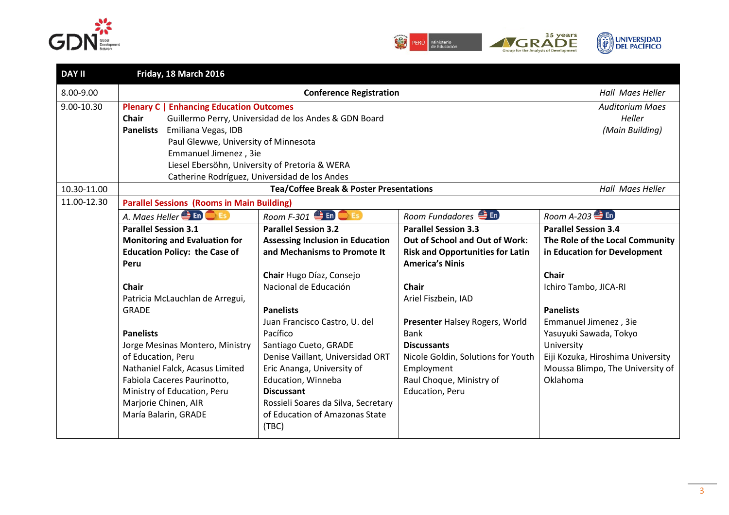| DAY II | Friday, 18 March 2016 | | | |
|---|---|---|---|---|
| 8.00-9.00 | **Conference Registration** *Hall Maes Heller* | | | |
| 9.00-10.30 | **Plenary C \| Enhancing Education Outcomes** *Auditorium Maes Heller (Main Building)*<br>**Chair** Guillermo Perry, Universidad de los Andes & GDN Board<br>**Panelists** Emiliana Vegas, IDB<br>Paul Glewwe, University of Minnesota<br>Emmanuel Jimenez , 3ie<br>Liesel Ebersöhn, University of Pretoria & WERA<br>Catherine Rodríguez, Universidad de los Andes | | | |
| 10.30-11.00 | **Tea/Coffee Break & Poster Presentations** *Hall Maes Heller* | | | |
| 11.00-12.30 | **Parallel Sessions (Rooms in Main Building)** | | | |
| | *A. Maes Heller* En Es | *Room F-301* En Es | *Room Fundadores* En | *Room A-203* En |
| | **Parallel Session 3.1**<br>**Monitoring and Evaluation for Education Policy: the Case of Peru**<br><br>**Chair**<br>Patricia McLauchlan de Arregui, GRADE<br><br>**Panelists**<br>Jorge Mesinas Montero, Ministry of Education, Peru<br>Nathaniel Falck, Acasus Limited<br>Fabiola Caceres Paurinotto, Ministry of Education, Peru<br>Marjorie Chinen, AIR<br>María Balarin, GRADE | **Parallel Session 3.2**<br>**Assessing Inclusion in Education and Mechanisms to Promote It**<br><br>**Chair** Hugo Díaz, Consejo Nacional de Educación<br><br>**Panelists**<br>Juan Francisco Castro, U. del Pacífico<br>Santiago Cueto, GRADE<br>Denise Vaillant, Universidad ORT<br>Eric Ananga, University of Education, Winneba<br>**Discussant**<br>Rossieli Soares da Silva, Secretary of Education of Amazonas State (TBC) | **Parallel Session 3.3**<br>**Out of School and Out of Work: Risk and Opportunities for Latin America's Ninis**<br><br>**Chair**<br>Ariel Fiszbein, IAD<br><br>**Presenter** Halsey Rogers, World Bank<br>**Discussants**<br>Nicole Goldin, Solutions for Youth Employment<br>Raul Choque, Ministry of Education, Peru | **Parallel Session 3.4**<br>**The Role of the Local Community in Education for Development**<br><br>**Chair**<br>Ichiro Tambo, JICA-RI<br><br>**Panelists**<br>Emmanuel Jimenez , 3ie<br>Yasuyuki Sawada, Tokyo University<br>Eiji Kozuka, Hiroshima University<br>Moussa Blimpo, The University of Oklahoma |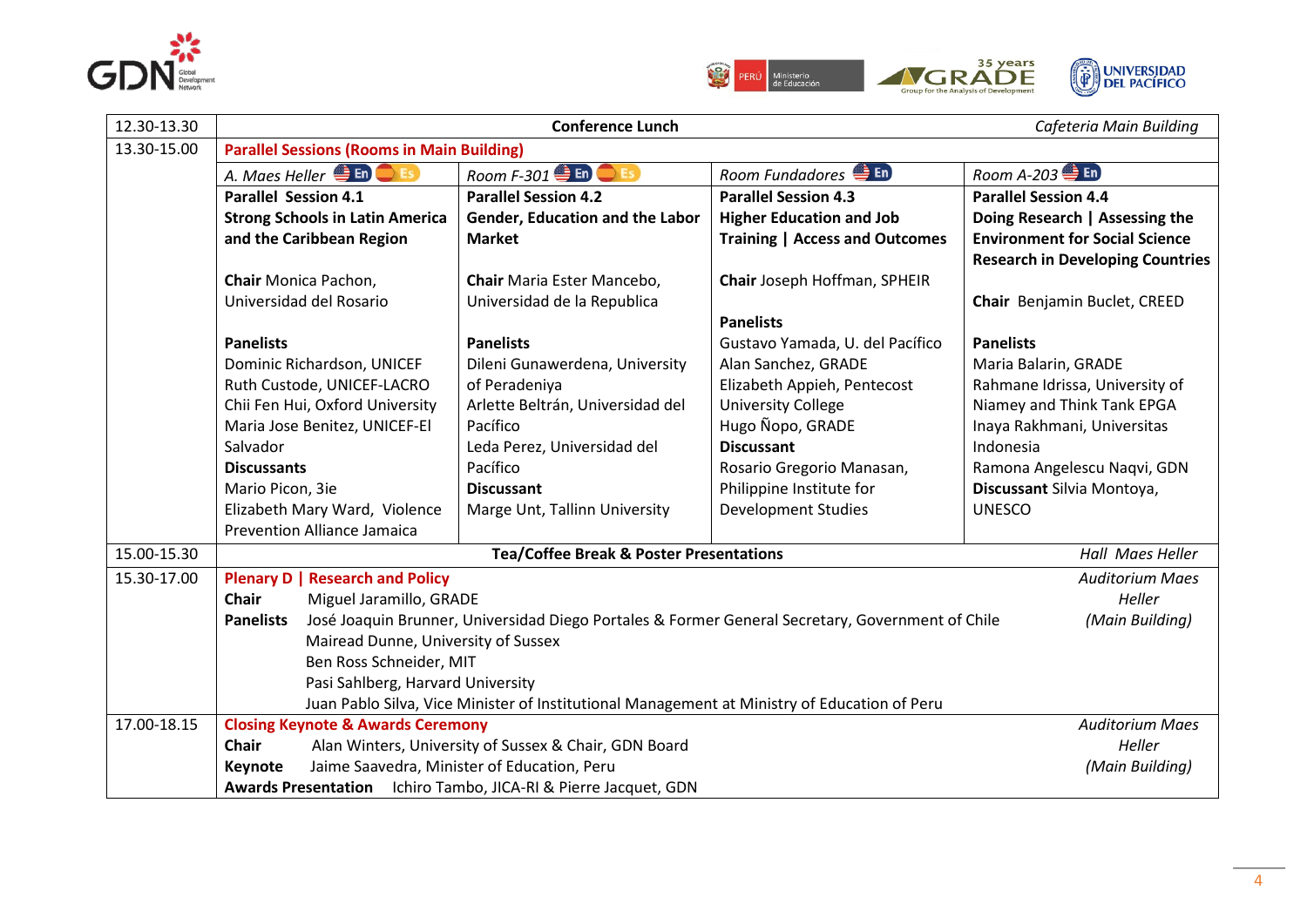| | | | | |
|---|---|---|---|---|
| 12.30-13.30 | **Conference Lunch** *Cafeteria Main Building* | | | |
| 13.30-15.00 | **Parallel Sessions (Rooms in Main Building)** | | | |
| | *A. Maes Heller* En Es | *Room F-301* En Es | *Room Fundadores* En | *Room A-203* En |
| | **Parallel Session 4.1**<br>**Strong Schools in Latin America and the Caribbean Region**<br><br>**Chair** Monica Pachon, Universidad del Rosario<br><br>**Panelists**<br>Dominic Richardson, UNICEF<br>Ruth Custode, UNICEF-LACRO<br>Chii Fen Hui, Oxford University<br>Maria Jose Benitez, UNICEF-El Salvador<br>**Discussants**<br>Mario Picon, 3ie<br>Elizabeth Mary Ward, Violence Prevention Alliance Jamaica | **Parallel Session 4.2**<br>**Gender, Education and the Labor Market**<br><br>**Chair** Maria Ester Mancebo, Universidad de la Republica<br><br>**Panelists**<br>Dileni Gunawerdena, University of Peradeniya<br>Arlette Beltrán, Universidad del Pacífico<br>Leda Perez, Universidad del Pacífico<br>**Discussant**<br>Marge Unt, Tallinn University | **Parallel Session 4.3**<br>**Higher Education and Job Training \| Access and Outcomes**<br><br>**Chair** Joseph Hoffman, SPHEIR<br><br>**Panelists**<br>Gustavo Yamada, U. del Pacífico<br>Alan Sanchez, GRADE<br>Elizabeth Appieh, Pentecost University College<br>Hugo Ñopo, GRADE<br>**Discussant**<br>Rosario Gregorio Manasan, Philippine Institute for Development Studies | **Parallel Session 4.4**<br>**Doing Research \| Assessing the Environment for Social Science Research in Developing Countries**<br><br>**Chair** Benjamin Buclet, CREED<br><br>**Panelists**<br>Maria Balarin, GRADE<br>Rahmane Idrissa, University of Niamey and Think Tank EPGA<br>Inaya Rakhmani, Universitas Indonesia<br>Ramona Angelescu Naqvi, GDN<br>**Discussant** Silvia Montoya, UNESCO |
| 15.00-15.30 | **Tea/Coffee Break & Poster Presentations** *Hall Maes Heller* | | | |
| 15.30-17.00 | **Plenary D \| Research and Policy** *Auditorium Maes Heller (Main Building)*<br>**Chair** Miguel Jaramillo, GRADE<br>**Panelists** José Joaquin Brunner, Universidad Diego Portales & Former General Secretary, Government of Chile<br>Mairead Dunne, University of Sussex<br>Ben Ross Schneider, MIT<br>Pasi Sahlberg, Harvard University<br>Juan Pablo Silva, Vice Minister of Institutional Management at Ministry of Education of Peru | | | |
| 17.00-18.15 | **Closing Keynote & Awards Ceremony** *Auditorium Maes Heller (Main Building)*<br>**Chair** Alan Winters, University of Sussex & Chair, GDN Board<br>**Keynote** Jaime Saavedra, Minister of Education, Peru<br>**Awards Presentation** Ichiro Tambo, JICA-RI & Pierre Jacquet, GDN | | | |